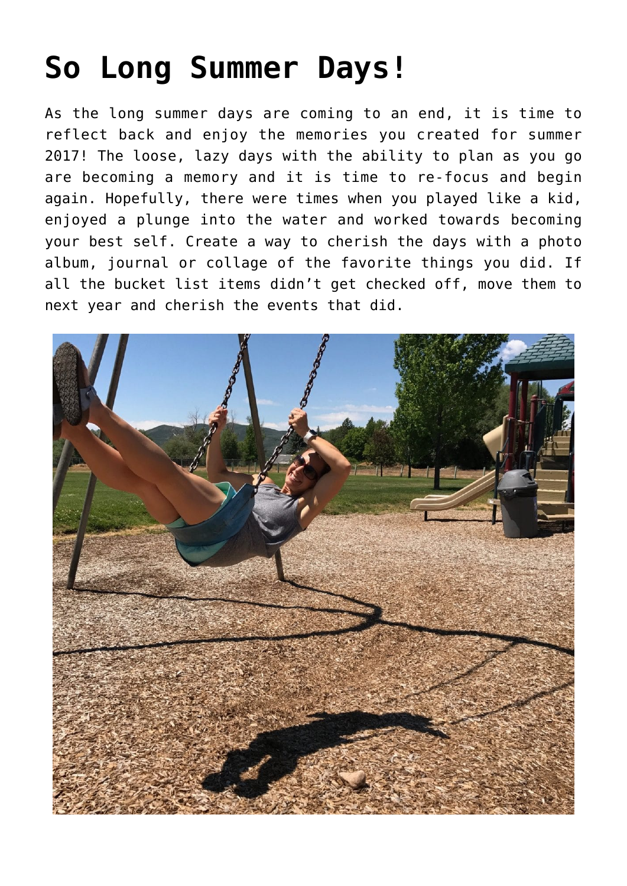# So Long Summer Days!

As the long summer days are coming to an end, it is time to reflect back and enjoy the memories you created for summer 2017! The loose, lazy days with the ability to plan as you go are becoming a memory and it is time to re-focus and begin again. Hopefully, there were times when you played like a kid, enjoyed a plunge into the water and worked towards becoming your best self. Create a way to cherish the days with a photo album, journal or collage of the favorite things you did. If all the bucket list items didn't get checked off, move them to next year and cherish the events that did.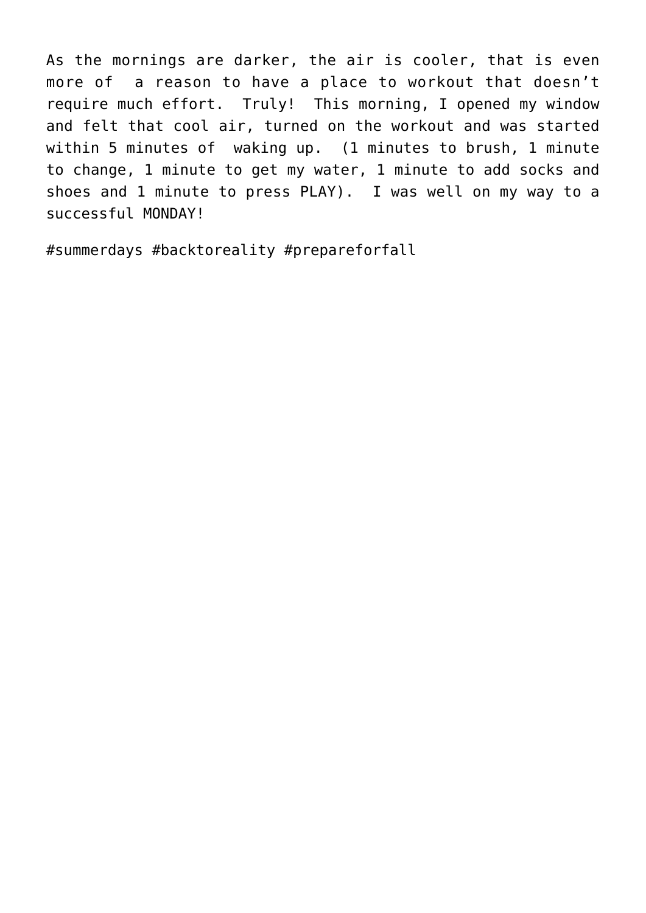As the mornings are darker, the air is cooler, that is even more of  a reason to have a place to workout that doesn't require much effort.  Truly!  This morning, I opened my window and felt that cool air, turned on the workout and was started within 5 minutes of  waking up.  (1 minutes to brush, 1 minute to change, 1 minute to get my water, 1 minute to add socks and shoes and 1 minute to press PLAY).  I was well on my way to a successful MONDAY!

#summerdays #backtoreality #prepareforfall